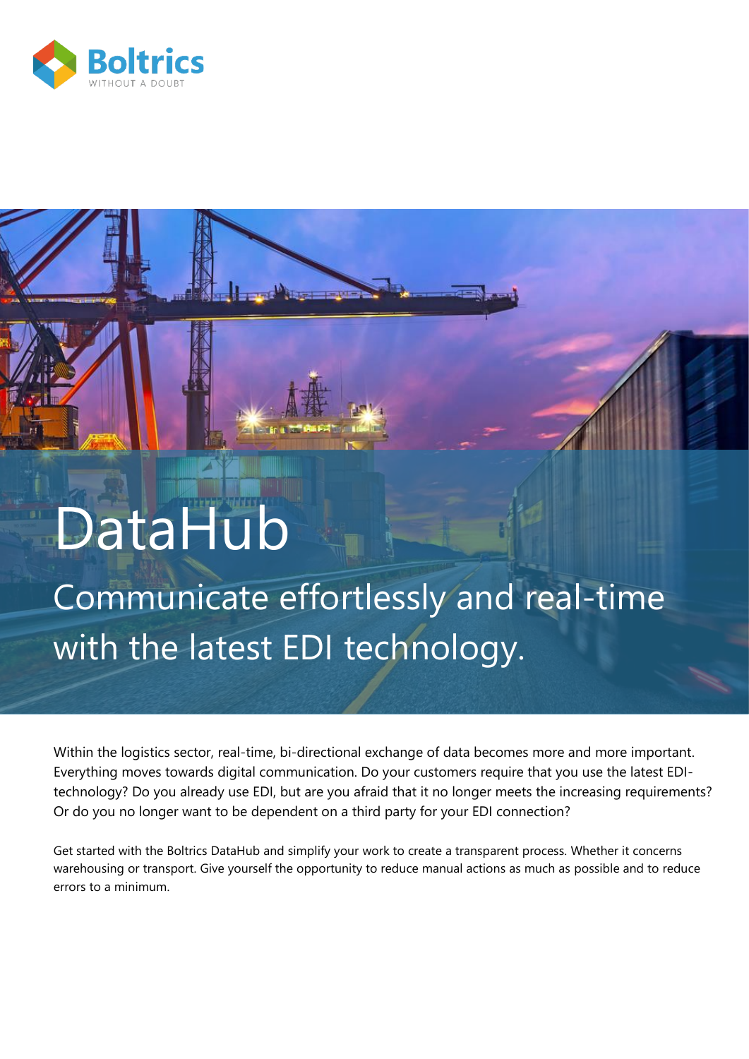Boltrics
WITHOUT A DOUBT

# DataHub

## Communicate effortlessly and real-time with the latest EDI technology.

Within the logistics sector, real-time, bi-directional exchange of data becomes more and more important. Everything moves towards digital communication. Do your customers require that you use the latest EDI-technology? Do you already use EDI, but are you afraid that it no longer meets the increasing requirements? Or do you no longer want to be dependent on a third party for your EDI connection?

Get started with the Boltrics DataHub and simplify your work to create a transparent process. Whether it concerns warehousing or transport. Give yourself the opportunity to reduce manual actions as much as possible and to reduce errors to a minimum.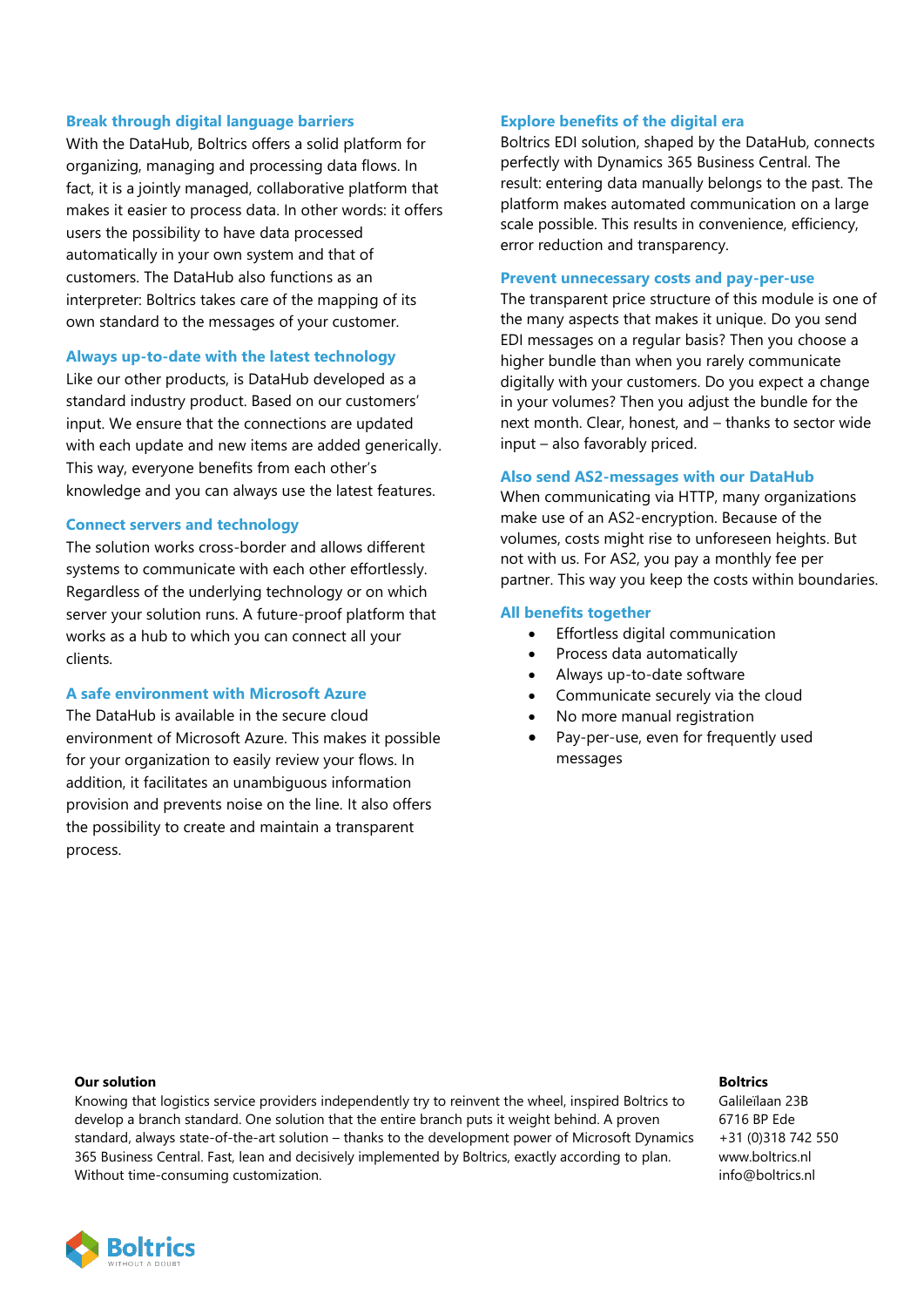### Break through digital language barriers

With the DataHub, Boltrics offers a solid platform for organizing, managing and processing data flows. In fact, it is a jointly managed, collaborative platform that makes it easier to process data. In other words: it offers users the possibility to have data processed automatically in your own system and that of customers. The DataHub also functions as an interpreter: Boltrics takes care of the mapping of its own standard to the messages of your customer.

### Always up-to-date with the latest technology

Like our other products, is DataHub developed as a standard industry product. Based on our customers' input. We ensure that the connections are updated with each update and new items are added generically. This way, everyone benefits from each other's knowledge and you can always use the latest features.

### Connect servers and technology

The solution works cross-border and allows different systems to communicate with each other effortlessly. Regardless of the underlying technology or on which server your solution runs. A future-proof platform that works as a hub to which you can connect all your clients.

### A safe environment with Microsoft Azure

The DataHub is available in the secure cloud environment of Microsoft Azure. This makes it possible for your organization to easily review your flows. In addition, it facilitates an unambiguous information provision and prevents noise on the line. It also offers the possibility to create and maintain a transparent process.

### Explore benefits of the digital era

Boltrics EDI solution, shaped by the DataHub, connects perfectly with Dynamics 365 Business Central. The result: entering data manually belongs to the past. The platform makes automated communication on a large scale possible. This results in convenience, efficiency, error reduction and transparency.

### Prevent unnecessary costs and pay-per-use

The transparent price structure of this module is one of the many aspects that makes it unique. Do you send EDI messages on a regular basis? Then you choose a higher bundle than when you rarely communicate digitally with your customers. Do you expect a change in your volumes? Then you adjust the bundle for the next month. Clear, honest, and – thanks to sector wide input – also favorably priced.

### Also send AS2-messages with our DataHub

When communicating via HTTP, many organizations make use of an AS2-encryption. Because of the volumes, costs might rise to unforeseen heights. But not with us. For AS2, you pay a monthly fee per partner. This way you keep the costs within boundaries.

### All benefits together

- Effortless digital communication
- Process data automatically
- Always up-to-date software
- Communicate securely via the cloud
- No more manual registration
- Pay-per-use, even for frequently used messages

**Our solution**

Knowing that logistics service providers independently try to reinvent the wheel, inspired Boltrics to develop a branch standard. One solution that the entire branch puts it weight behind. A proven standard, always state-of-the-art solution – thanks to the development power of Microsoft Dynamics 365 Business Central. Fast, lean and decisively implemented by Boltrics, exactly according to plan. Without time-consuming customization.

**Boltrics**

Galileïlaan 23B
6716 BP Ede
+31 (0)318 742 550
www.boltrics.nl
info@boltrics.nl

Boltrics
WITHOUT A DOUBT